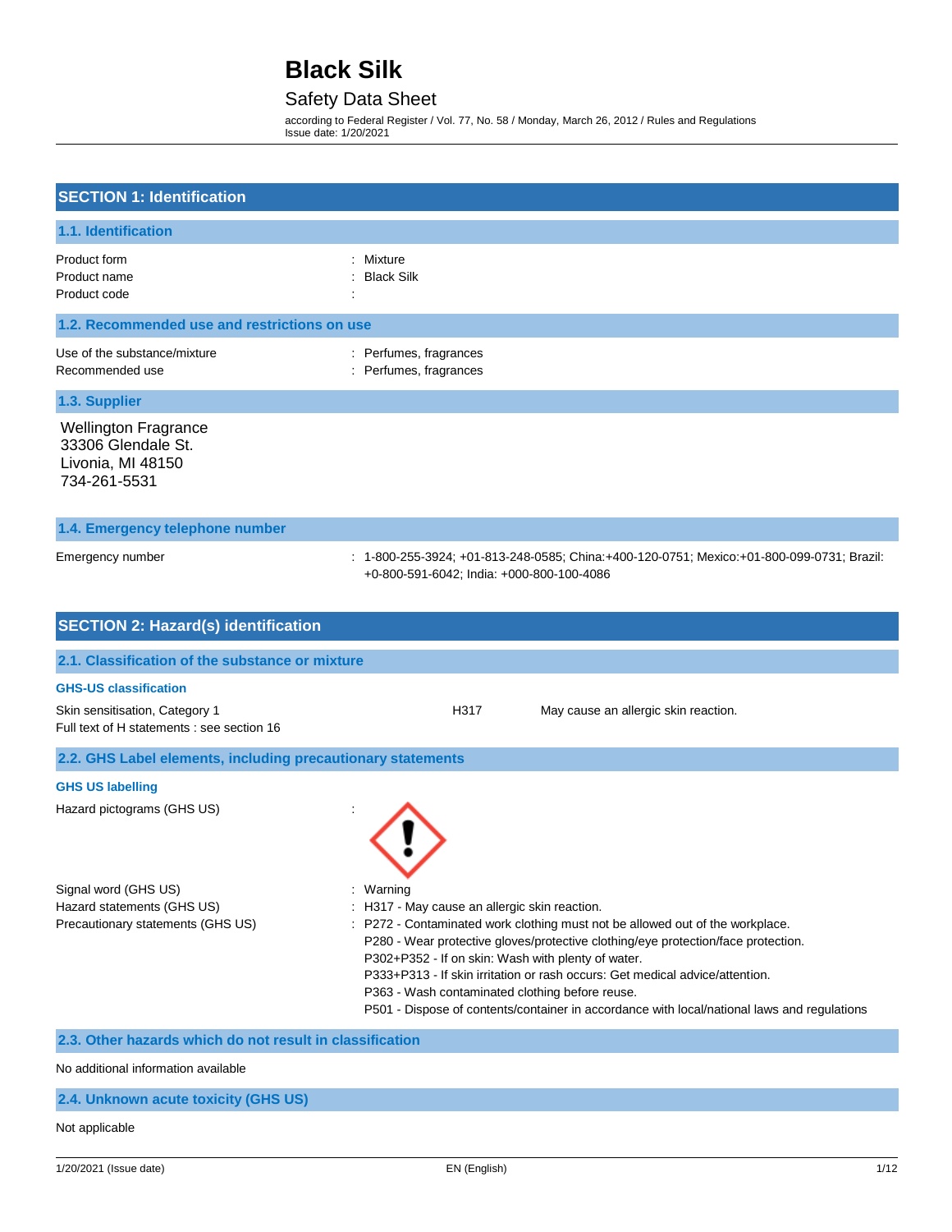# Black Silk

Safety Data Sheet

according to Federal Register / Vol. 77, No. 58 / Monday, March 26, 2012 / Rules and Regulations
Issue date: 1/20/2021

## SECTION 1: Identification

### 1.1. Identification

Product form : Mixture
Product name : Black Silk
Product code :

### 1.2. Recommended use and restrictions on use

Use of the substance/mixture : Perfumes, fragrances
Recommended use : Perfumes, fragrances

### 1.3. Supplier

Wellington Fragrance
33306 Glendale St.
Livonia, MI 48150
734-261-5531

### 1.4. Emergency telephone number

Emergency number : 1-800-255-3924; +01-813-248-0585; China:+400-120-0751; Mexico:+01-800-099-0731; Brazil: +0-800-591-6042; India: +000-800-100-4086

## SECTION 2: Hazard(s) identification

### 2.1. Classification of the substance or mixture

**GHS-US classification**

Skin sensitisation, Category 1 H317 May cause an allergic skin reaction.
Full text of H statements : see section 16

### 2.2. GHS Label elements, including precautionary statements

**GHS US labelling**

Hazard pictograms (GHS US) :

Signal word (GHS US) : Warning
Hazard statements (GHS US) : H317 - May cause an allergic skin reaction.
Precautionary statements (GHS US) : P272 - Contaminated work clothing must not be allowed out of the workplace.
P280 - Wear protective gloves/protective clothing/eye protection/face protection.
P302+P352 - If on skin: Wash with plenty of water.
P333+P313 - If skin irritation or rash occurs: Get medical advice/attention.
P363 - Wash contaminated clothing before reuse.
P501 - Dispose of contents/container in accordance with local/national laws and regulations

### 2.3. Other hazards which do not result in classification

No additional information available

### 2.4. Unknown acute toxicity (GHS US)

Not applicable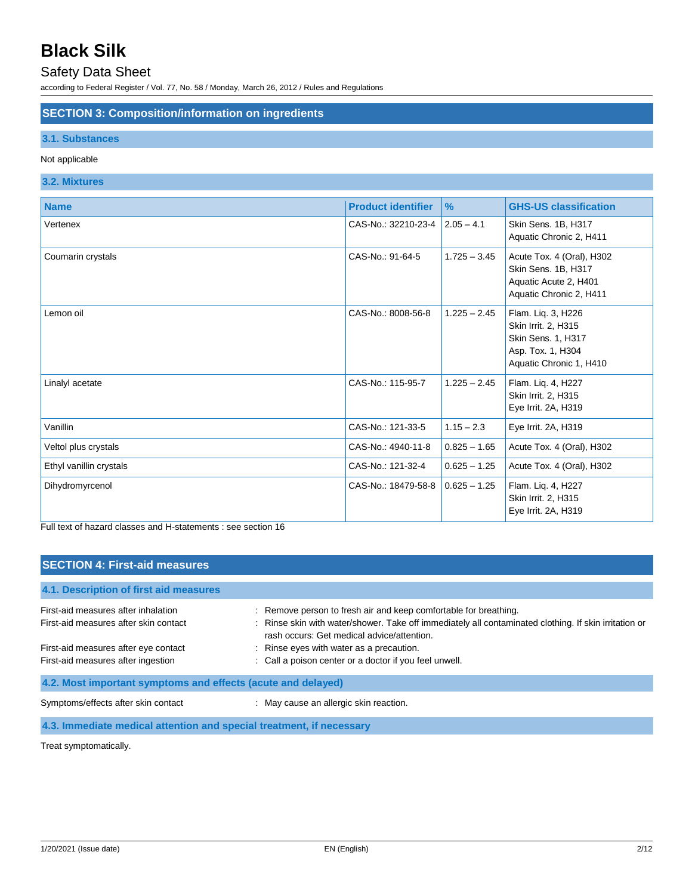## SECTION 3: Composition/information on ingredients

### 3.1. Substances

Not applicable

### 3.2. Mixtures

| Name | Product identifier | % | GHS-US classification |
|---|---|---|---|
| Vertenex | CAS-No.: 32210-23-4 | 2.05 – 4.1 | Skin Sens. 1B, H317<br>Aquatic Chronic 2, H411 |
| Coumarin crystals | CAS-No.: 91-64-5 | 1.725 – 3.45 | Acute Tox. 4 (Oral), H302<br>Skin Sens. 1B, H317<br>Aquatic Acute 2, H401<br>Aquatic Chronic 2, H411 |
| Lemon oil | CAS-No.: 8008-56-8 | 1.225 – 2.45 | Flam. Liq. 3, H226<br>Skin Irrit. 2, H315<br>Skin Sens. 1, H317<br>Asp. Tox. 1, H304<br>Aquatic Chronic 1, H410 |
| Linalyl acetate | CAS-No.: 115-95-7 | 1.225 – 2.45 | Flam. Liq. 4, H227<br>Skin Irrit. 2, H315<br>Eye Irrit. 2A, H319 |
| Vanillin | CAS-No.: 121-33-5 | 1.15 – 2.3 | Eye Irrit. 2A, H319 |
| Veltol plus crystals | CAS-No.: 4940-11-8 | 0.825 – 1.65 | Acute Tox. 4 (Oral), H302 |
| Ethyl vanillin crystals | CAS-No.: 121-32-4 | 0.625 – 1.25 | Acute Tox. 4 (Oral), H302 |
| Dihydromyrcenol | CAS-No.: 18479-58-8 | 0.625 – 1.25 | Flam. Liq. 4, H227<br>Skin Irrit. 2, H315<br>Eye Irrit. 2A, H319 |

Full text of hazard classes and H-statements : see section 16

## SECTION 4: First-aid measures

### 4.1. Description of first aid measures

First-aid measures after inhalation : Remove person to fresh air and keep comfortable for breathing.

First-aid measures after skin contact : Rinse skin with water/shower. Take off immediately all contaminated clothing. If skin irritation or rash occurs: Get medical advice/attention.

First-aid measures after eye contact : Rinse eyes with water as a precaution.

First-aid measures after ingestion : Call a poison center or a doctor if you feel unwell.

### 4.2. Most important symptoms and effects (acute and delayed)

Symptoms/effects after skin contact : May cause an allergic skin reaction.

### 4.3. Immediate medical attention and special treatment, if necessary

Treat symptomatically.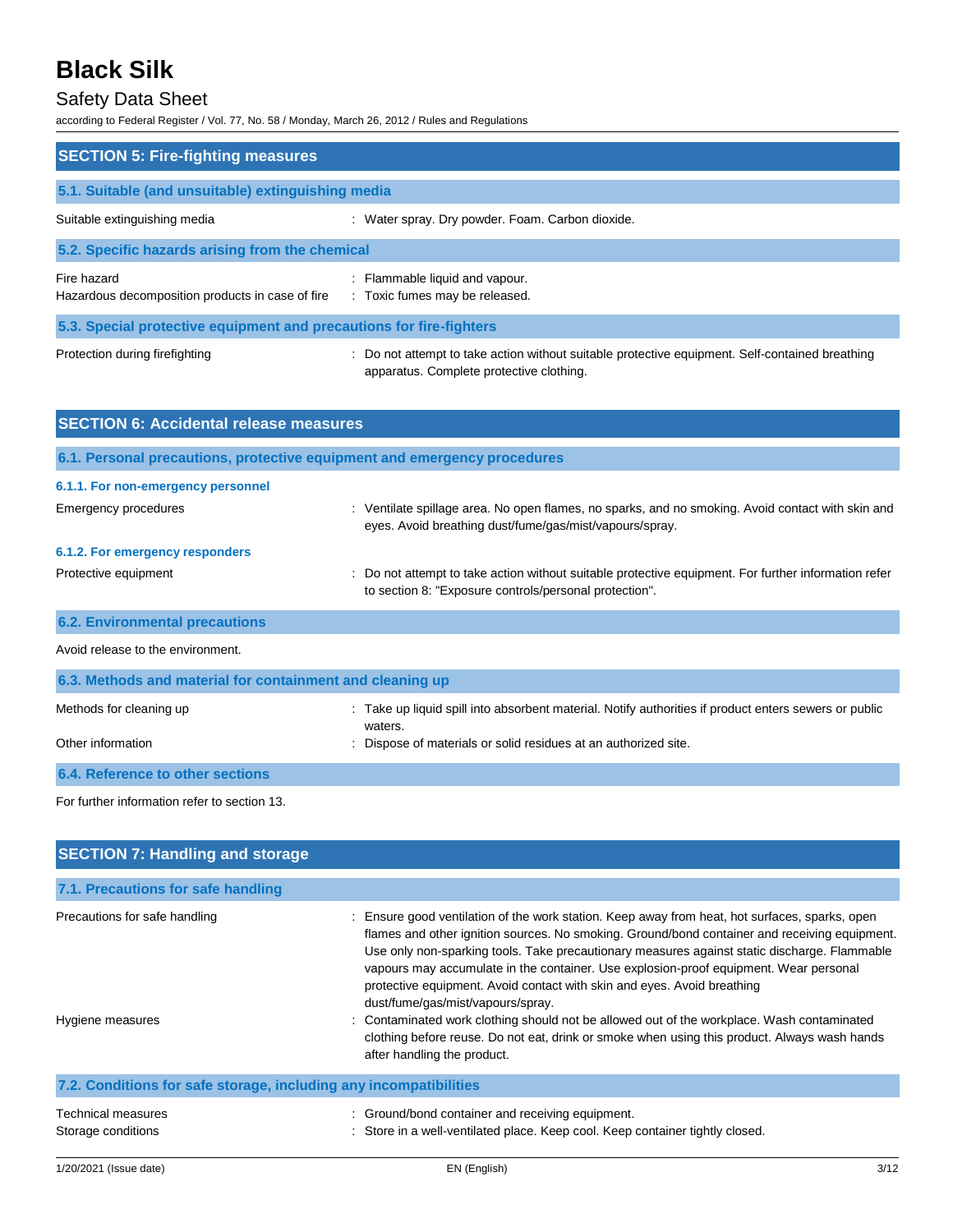## SECTION 5: Fire-fighting measures

### 5.1. Suitable (and unsuitable) extinguishing media

Suitable extinguishing media : Water spray. Dry powder. Foam. Carbon dioxide.

### 5.2. Specific hazards arising from the chemical

Fire hazard : Flammable liquid and vapour.

Hazardous decomposition products in case of fire : Toxic fumes may be released.

### 5.3. Special protective equipment and precautions for fire-fighters

Protection during firefighting : Do not attempt to take action without suitable protective equipment. Self-contained breathing apparatus. Complete protective clothing.

## SECTION 6: Accidental release measures

### 6.1. Personal precautions, protective equipment and emergency procedures

#### 6.1.1. For non-emergency personnel

Emergency procedures : Ventilate spillage area. No open flames, no sparks, and no smoking. Avoid contact with skin and eyes. Avoid breathing dust/fume/gas/mist/vapours/spray.

#### 6.1.2. For emergency responders

Protective equipment : Do not attempt to take action without suitable protective equipment. For further information refer to section 8: "Exposure controls/personal protection".

### 6.2. Environmental precautions

Avoid release to the environment.

### 6.3. Methods and material for containment and cleaning up

Methods for cleaning up : Take up liquid spill into absorbent material. Notify authorities if product enters sewers or public waters.

Other information : Dispose of materials or solid residues at an authorized site.

### 6.4. Reference to other sections

For further information refer to section 13.

## SECTION 7: Handling and storage

### 7.1. Precautions for safe handling

Precautions for safe handling : Ensure good ventilation of the work station. Keep away from heat, hot surfaces, sparks, open flames and other ignition sources. No smoking. Ground/bond container and receiving equipment. Use only non-sparking tools. Take precautionary measures against static discharge. Flammable vapours may accumulate in the container. Use explosion-proof equipment. Wear personal protective equipment. Avoid contact with skin and eyes. Avoid breathing dust/fume/gas/mist/vapours/spray.

Hygiene measures : Contaminated work clothing should not be allowed out of the workplace. Wash contaminated clothing before reuse. Do not eat, drink or smoke when using this product. Always wash hands after handling the product.

### 7.2. Conditions for safe storage, including any incompatibilities

Technical measures : Ground/bond container and receiving equipment.

Storage conditions : Store in a well-ventilated place. Keep cool. Keep container tightly closed.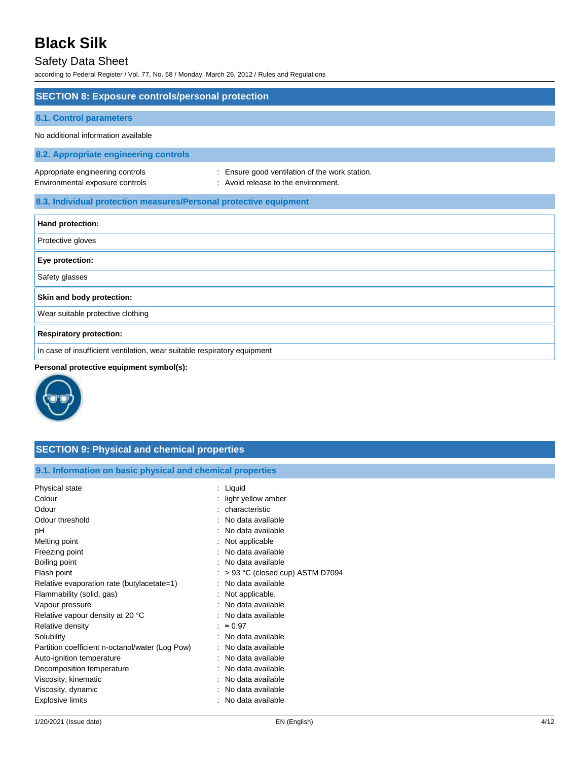## SECTION 8: Exposure controls/personal protection

### 8.1. Control parameters

No additional information available

### 8.2. Appropriate engineering controls

| | |
|---|---|
| Appropriate engineering controls | : Ensure good ventilation of the work station. |
| Environmental exposure controls | : Avoid release to the environment. |

### 8.3. Individual protection measures/Personal protective equipment

| **Hand protection:** |
|---|
| Protective gloves |

| **Eye protection:** |
|---|
| Safety glasses |

| **Skin and body protection:** |
|---|
| Wear suitable protective clothing |

| **Respiratory protection:** |
|---|
| In case of insufficient ventilation, wear suitable respiratory equipment |

**Personal protective equipment symbol(s):**

## SECTION 9: Physical and chemical properties

### 9.1. Information on basic physical and chemical properties

| | |
|---|---|
| Physical state | : Liquid |
| Colour | : light yellow amber |
| Odour | : characteristic |
| Odour threshold | : No data available |
| pH | : No data available |
| Melting point | : Not applicable |
| Freezing point | : No data available |
| Boiling point | : No data available |
| Flash point | : > 93 °C (closed cup) ASTM D7094 |
| Relative evaporation rate (butylacetate=1) | : No data available |
| Flammability (solid, gas) | : Not applicable. |
| Vapour pressure | : No data available |
| Relative vapour density at 20 °C | : No data available |
| Relative density | : ≈ 0.97 |
| Solubility | : No data available |
| Partition coefficient n-octanol/water (Log Pow) | : No data available |
| Auto-ignition temperature | : No data available |
| Decomposition temperature | : No data available |
| Viscosity, kinematic | : No data available |
| Viscosity, dynamic | : No data available |
| Explosive limits | : No data available |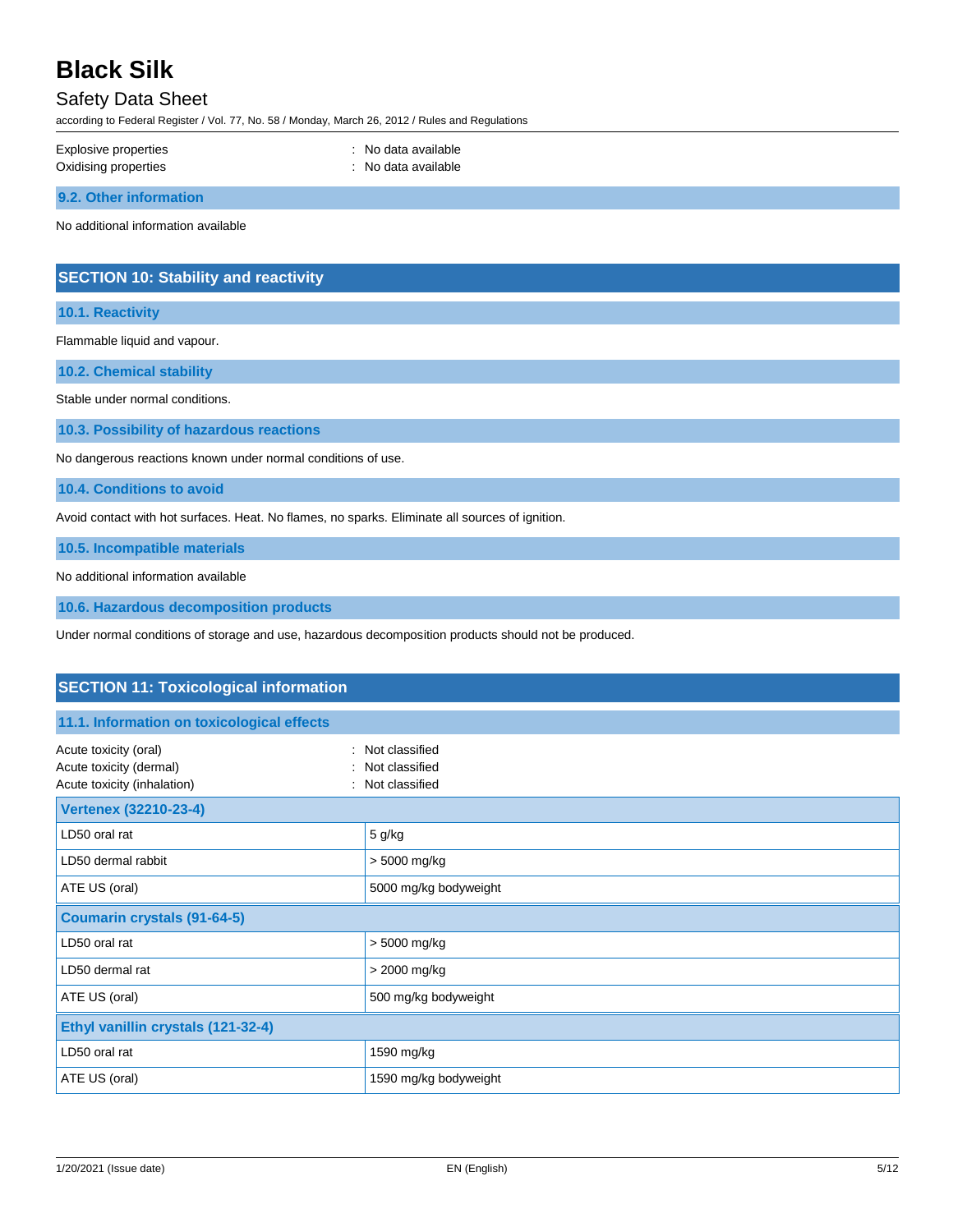Explosive properties : No data available

Oxidising properties : No data available

### 9.2. Other information

No additional information available

## SECTION 10: Stability and reactivity

### 10.1. Reactivity

Flammable liquid and vapour.

### 10.2. Chemical stability

Stable under normal conditions.

### 10.3. Possibility of hazardous reactions

No dangerous reactions known under normal conditions of use.

### 10.4. Conditions to avoid

Avoid contact with hot surfaces. Heat. No flames, no sparks. Eliminate all sources of ignition.

### 10.5. Incompatible materials

No additional information available

### 10.6. Hazardous decomposition products

Under normal conditions of storage and use, hazardous decomposition products should not be produced.

## SECTION 11: Toxicological information

### 11.1. Information on toxicological effects

Acute toxicity (oral) : Not classified

Acute toxicity (dermal) : Not classified

Acute toxicity (inhalation) : Not classified

| Vertenex (32210-23-4) | |
|---|---|
| LD50 oral rat | 5 g/kg |
| LD50 dermal rabbit | > 5000 mg/kg |
| ATE US (oral) | 5000 mg/kg bodyweight |
| **Coumarin crystals (91-64-5)** | |
| LD50 oral rat | > 5000 mg/kg |
| LD50 dermal rat | > 2000 mg/kg |
| ATE US (oral) | 500 mg/kg bodyweight |
| **Ethyl vanillin crystals (121-32-4)** | |
| LD50 oral rat | 1590 mg/kg |
| ATE US (oral) | 1590 mg/kg bodyweight |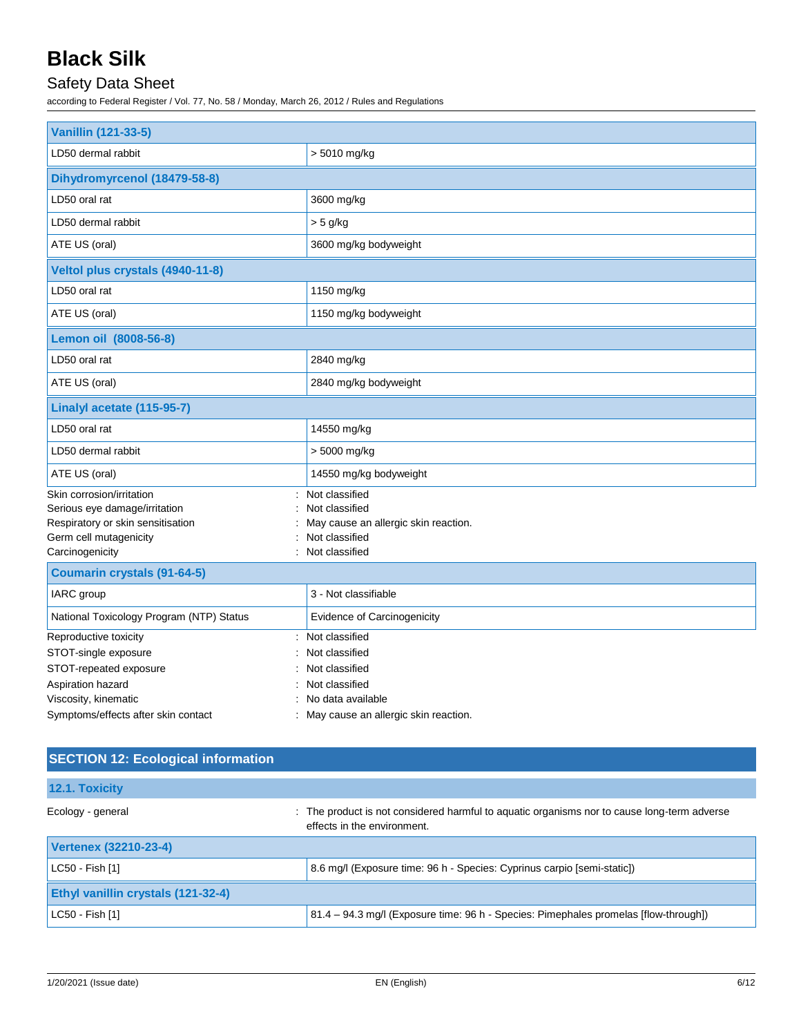| Vanillin (121-33-5) | |
|---|---|
| LD50 dermal rabbit | > 5010 mg/kg |

| Dihydromyrcenol (18479-58-8) | |
|---|---|
| LD50 oral rat | 3600 mg/kg |
| LD50 dermal rabbit | > 5 g/kg |
| ATE US (oral) | 3600 mg/kg bodyweight |

| Veltol plus crystals (4940-11-8) | |
|---|---|
| LD50 oral rat | 1150 mg/kg |
| ATE US (oral) | 1150 mg/kg bodyweight |

| Lemon oil (8008-56-8) | |
|---|---|
| LD50 oral rat | 2840 mg/kg |
| ATE US (oral) | 2840 mg/kg bodyweight |

| Linalyl acetate (115-95-7) | |
|---|---|
| LD50 oral rat | 14550 mg/kg |
| LD50 dermal rabbit | > 5000 mg/kg |
| ATE US (oral) | 14550 mg/kg bodyweight |

Skin corrosion/irritation : Not classified

Serious eye damage/irritation : Not classified

Respiratory or skin sensitisation : May cause an allergic skin reaction.

Germ cell mutagenicity : Not classified

Carcinogenicity : Not classified

| Coumarin crystals (91-64-5) | |
|---|---|
| IARC group | 3 - Not classifiable |
| National Toxicology Program (NTP) Status | Evidence of Carcinogenicity |

Reproductive toxicity : Not classified

STOT-single exposure : Not classified

STOT-repeated exposure : Not classified

Aspiration hazard : Not classified

Viscosity, kinematic : No data available

Symptoms/effects after skin contact : May cause an allergic skin reaction.

## SECTION 12: Ecological information

### 12.1. Toxicity

Ecology - general : The product is not considered harmful to aquatic organisms nor to cause long-term adverse effects in the environment.

| Vertenex (32210-23-4) | |
|---|---|
| LC50 - Fish [1] | 8.6 mg/l (Exposure time: 96 h - Species: Cyprinus carpio [semi-static]) |

| Ethyl vanillin crystals (121-32-4) | |
|---|---|
| LC50 - Fish [1] | 81.4 – 94.3 mg/l (Exposure time: 96 h - Species: Pimephales promelas [flow-through]) |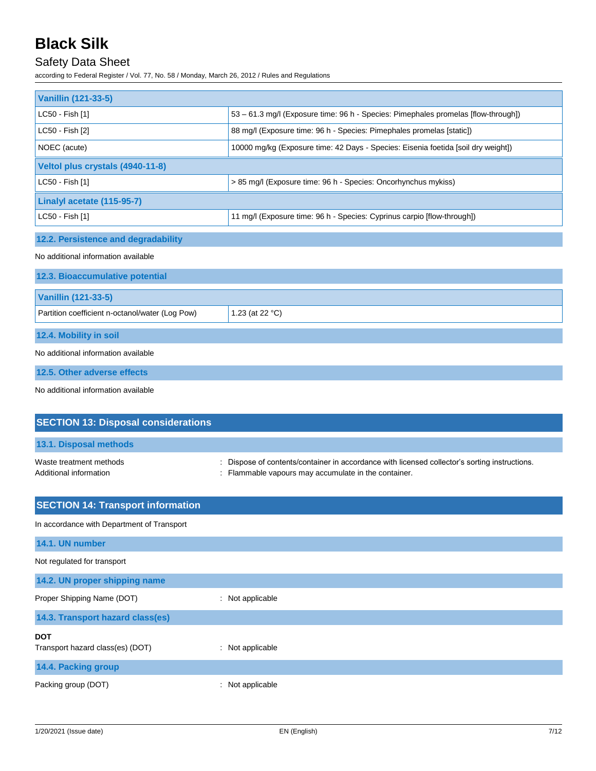| Vanillin (121-33-5) | |
| --- | --- |
| LC50 - Fish [1] | 53 – 61.3 mg/l (Exposure time: 96 h - Species: Pimephales promelas [flow-through]) |
| LC50 - Fish [2] | 88 mg/l (Exposure time: 96 h - Species: Pimephales promelas [static]) |
| NOEC (acute) | 10000 mg/kg (Exposure time: 42 Days - Species: Eisenia foetida [soil dry weight]) |

| Veltol plus crystals (4940-11-8) | |
| --- | --- |
| LC50 - Fish [1] | > 85 mg/l (Exposure time: 96 h - Species: Oncorhynchus mykiss) |

| Linalyl acetate (115-95-7) | |
| --- | --- |
| LC50 - Fish [1] | 11 mg/l (Exposure time: 96 h - Species: Cyprinus carpio [flow-through]) |

### 12.2. Persistence and degradability

No additional information available

### 12.3. Bioaccumulative potential

| Vanillin (121-33-5) | |
| --- | --- |
| Partition coefficient n-octanol/water (Log Pow) | 1.23 (at 22 °C) |

### 12.4. Mobility in soil

No additional information available

### 12.5. Other adverse effects

No additional information available

## SECTION 13: Disposal considerations

### 13.1. Disposal methods

Waste treatment methods : Dispose of contents/container in accordance with licensed collector's sorting instructions.

Additional information : Flammable vapours may accumulate in the container.

## SECTION 14: Transport information

In accordance with Department of Transport

### 14.1. UN number

Not regulated for transport

### 14.2. UN proper shipping name

Proper Shipping Name (DOT) : Not applicable

### 14.3. Transport hazard class(es)

**DOT**

Transport hazard class(es) (DOT) : Not applicable

### 14.4. Packing group

Packing group (DOT) : Not applicable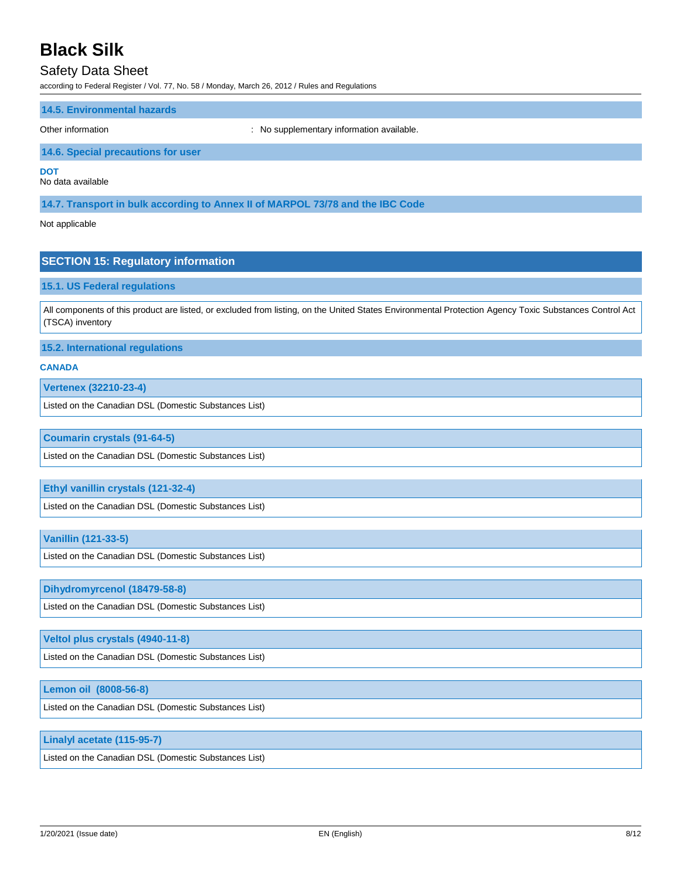### 14.5. Environmental hazards

Other information : No supplementary information available.

### 14.6. Special precautions for user

**DOT**

No data available

### 14.7. Transport in bulk according to Annex II of MARPOL 73/78 and the IBC Code

Not applicable

## SECTION 15: Regulatory information

### 15.1. US Federal regulations

All components of this product are listed, or excluded from listing, on the United States Environmental Protection Agency Toxic Substances Control Act (TSCA) inventory

### 15.2. International regulations

**CANADA**

| Vertenex (32210-23-4) |
|---|
| Listed on the Canadian DSL (Domestic Substances List) |

| Coumarin crystals (91-64-5) |
|---|
| Listed on the Canadian DSL (Domestic Substances List) |

| Ethyl vanillin crystals (121-32-4) |
|---|
| Listed on the Canadian DSL (Domestic Substances List) |

| Vanillin (121-33-5) |
|---|
| Listed on the Canadian DSL (Domestic Substances List) |

| Dihydromyrcenol (18479-58-8) |
|---|
| Listed on the Canadian DSL (Domestic Substances List) |

| Veltol plus crystals (4940-11-8) |
|---|
| Listed on the Canadian DSL (Domestic Substances List) |

| Lemon oil (8008-56-8) |
|---|
| Listed on the Canadian DSL (Domestic Substances List) |

| Linalyl acetate (115-95-7) |
|---|
| Listed on the Canadian DSL (Domestic Substances List) |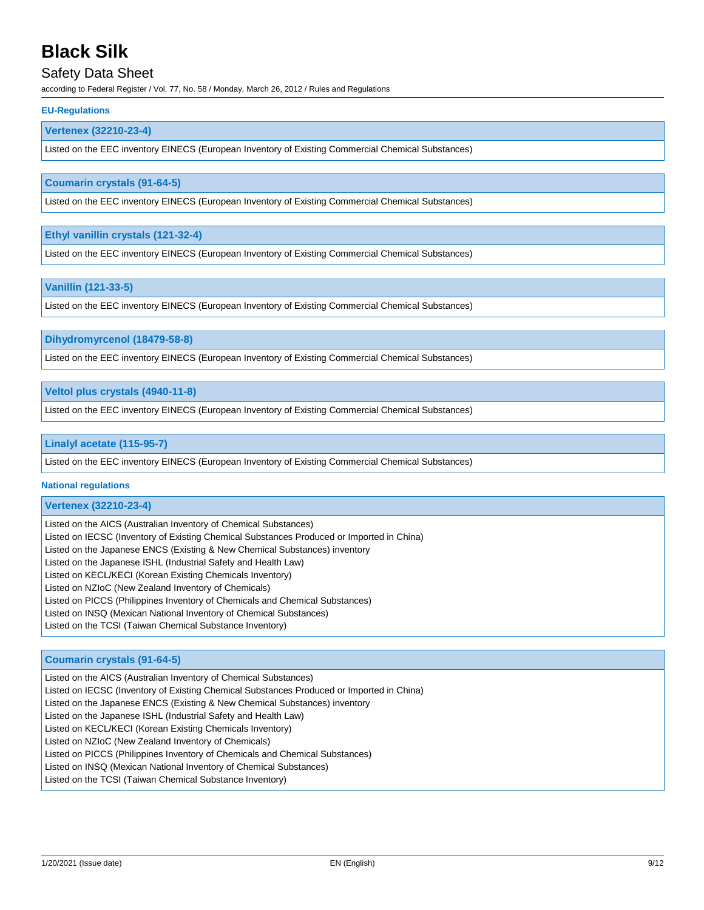#### EU-Regulations

| Vertenex (32210-23-4) |
|---|
| Listed on the EEC inventory EINECS (European Inventory of Existing Commercial Chemical Substances) |

| Coumarin crystals (91-64-5) |
|---|
| Listed on the EEC inventory EINECS (European Inventory of Existing Commercial Chemical Substances) |

| Ethyl vanillin crystals (121-32-4) |
|---|
| Listed on the EEC inventory EINECS (European Inventory of Existing Commercial Chemical Substances) |

| Vanillin (121-33-5) |
|---|
| Listed on the EEC inventory EINECS (European Inventory of Existing Commercial Chemical Substances) |

| Dihydromyrcenol (18479-58-8) |
|---|
| Listed on the EEC inventory EINECS (European Inventory of Existing Commercial Chemical Substances) |

| Veltol plus crystals (4940-11-8) |
|---|
| Listed on the EEC inventory EINECS (European Inventory of Existing Commercial Chemical Substances) |

| Linalyl acetate (115-95-7) |
|---|
| Listed on the EEC inventory EINECS (European Inventory of Existing Commercial Chemical Substances) |

#### National regulations

| Vertenex (32210-23-4) |
|---|
| Listed on the AICS (Australian Inventory of Chemical Substances)<br>Listed on IECSC (Inventory of Existing Chemical Substances Produced or Imported in China)<br>Listed on the Japanese ENCS (Existing & New Chemical Substances) inventory<br>Listed on the Japanese ISHL (Industrial Safety and Health Law)<br>Listed on KECL/KECI (Korean Existing Chemicals Inventory)<br>Listed on NZIoC (New Zealand Inventory of Chemicals)<br>Listed on PICCS (Philippines Inventory of Chemicals and Chemical Substances)<br>Listed on INSQ (Mexican National Inventory of Chemical Substances)<br>Listed on the TCSI (Taiwan Chemical Substance Inventory) |

| Coumarin crystals (91-64-5) |
|---|
| Listed on the AICS (Australian Inventory of Chemical Substances)<br>Listed on IECSC (Inventory of Existing Chemical Substances Produced or Imported in China)<br>Listed on the Japanese ENCS (Existing & New Chemical Substances) inventory<br>Listed on the Japanese ISHL (Industrial Safety and Health Law)<br>Listed on KECL/KECI (Korean Existing Chemicals Inventory)<br>Listed on NZIoC (New Zealand Inventory of Chemicals)<br>Listed on PICCS (Philippines Inventory of Chemicals and Chemical Substances)<br>Listed on INSQ (Mexican National Inventory of Chemical Substances)<br>Listed on the TCSI (Taiwan Chemical Substance Inventory) |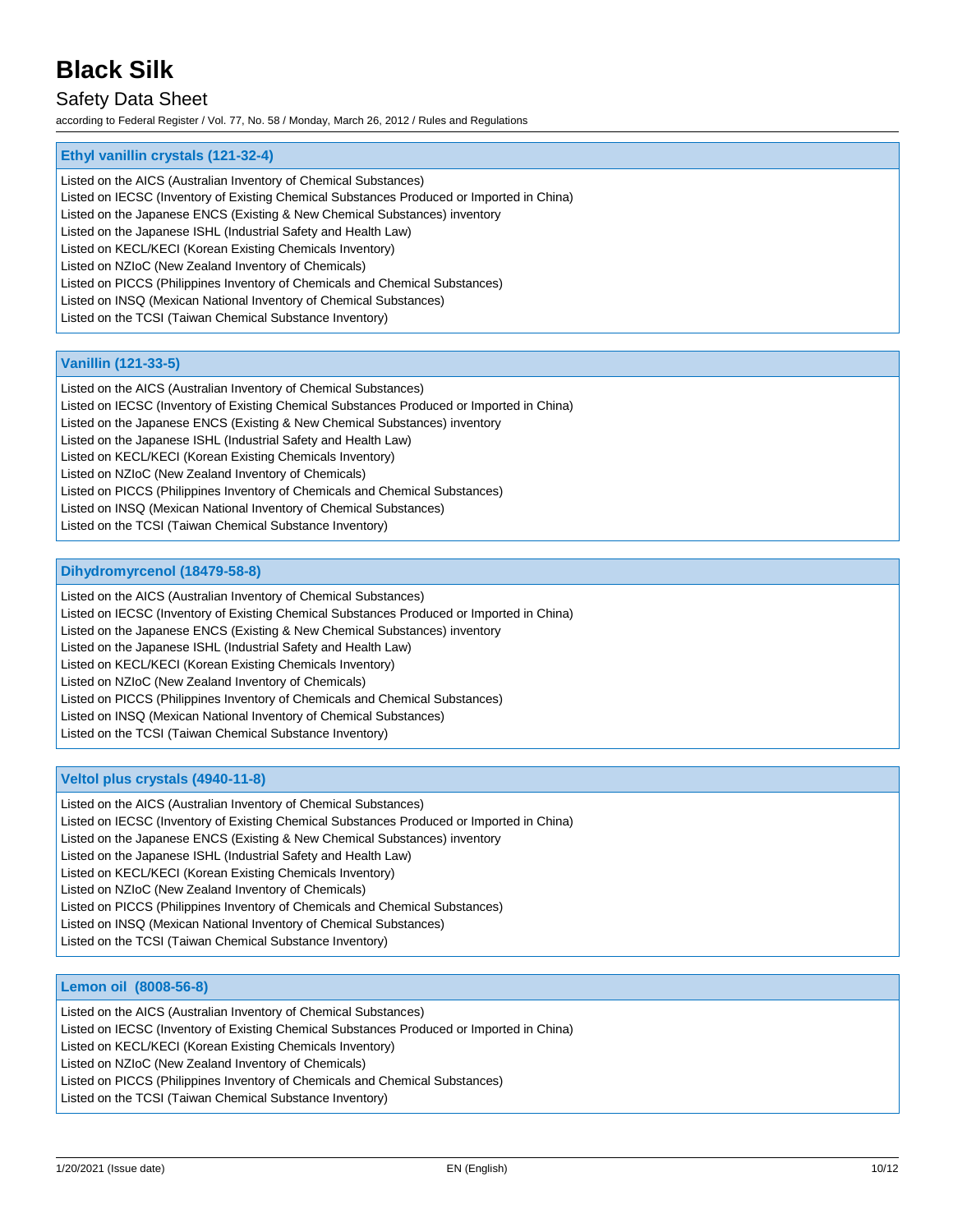### Ethyl vanillin crystals (121-32-4)

Listed on the AICS (Australian Inventory of Chemical Substances)
Listed on IECSC (Inventory of Existing Chemical Substances Produced or Imported in China)
Listed on the Japanese ENCS (Existing & New Chemical Substances) inventory
Listed on the Japanese ISHL (Industrial Safety and Health Law)
Listed on KECL/KECI (Korean Existing Chemicals Inventory)
Listed on NZIoC (New Zealand Inventory of Chemicals)
Listed on PICCS (Philippines Inventory of Chemicals and Chemical Substances)
Listed on INSQ (Mexican National Inventory of Chemical Substances)
Listed on the TCSI (Taiwan Chemical Substance Inventory)

### Vanillin (121-33-5)

Listed on the AICS (Australian Inventory of Chemical Substances)
Listed on IECSC (Inventory of Existing Chemical Substances Produced or Imported in China)
Listed on the Japanese ENCS (Existing & New Chemical Substances) inventory
Listed on the Japanese ISHL (Industrial Safety and Health Law)
Listed on KECL/KECI (Korean Existing Chemicals Inventory)
Listed on NZIoC (New Zealand Inventory of Chemicals)
Listed on PICCS (Philippines Inventory of Chemicals and Chemical Substances)
Listed on INSQ (Mexican National Inventory of Chemical Substances)
Listed on the TCSI (Taiwan Chemical Substance Inventory)

### Dihydromyrcenol (18479-58-8)

Listed on the AICS (Australian Inventory of Chemical Substances)
Listed on IECSC (Inventory of Existing Chemical Substances Produced or Imported in China)
Listed on the Japanese ENCS (Existing & New Chemical Substances) inventory
Listed on the Japanese ISHL (Industrial Safety and Health Law)
Listed on KECL/KECI (Korean Existing Chemicals Inventory)
Listed on NZIoC (New Zealand Inventory of Chemicals)
Listed on PICCS (Philippines Inventory of Chemicals and Chemical Substances)
Listed on INSQ (Mexican National Inventory of Chemical Substances)
Listed on the TCSI (Taiwan Chemical Substance Inventory)

### Veltol plus crystals (4940-11-8)

Listed on the AICS (Australian Inventory of Chemical Substances)
Listed on IECSC (Inventory of Existing Chemical Substances Produced or Imported in China)
Listed on the Japanese ENCS (Existing & New Chemical Substances) inventory
Listed on the Japanese ISHL (Industrial Safety and Health Law)
Listed on KECL/KECI (Korean Existing Chemicals Inventory)
Listed on NZIoC (New Zealand Inventory of Chemicals)
Listed on PICCS (Philippines Inventory of Chemicals and Chemical Substances)
Listed on INSQ (Mexican National Inventory of Chemical Substances)
Listed on the TCSI (Taiwan Chemical Substance Inventory)

### Lemon oil (8008-56-8)

Listed on the AICS (Australian Inventory of Chemical Substances)
Listed on IECSC (Inventory of Existing Chemical Substances Produced or Imported in China)
Listed on KECL/KECI (Korean Existing Chemicals Inventory)
Listed on NZIoC (New Zealand Inventory of Chemicals)
Listed on PICCS (Philippines Inventory of Chemicals and Chemical Substances)
Listed on the TCSI (Taiwan Chemical Substance Inventory)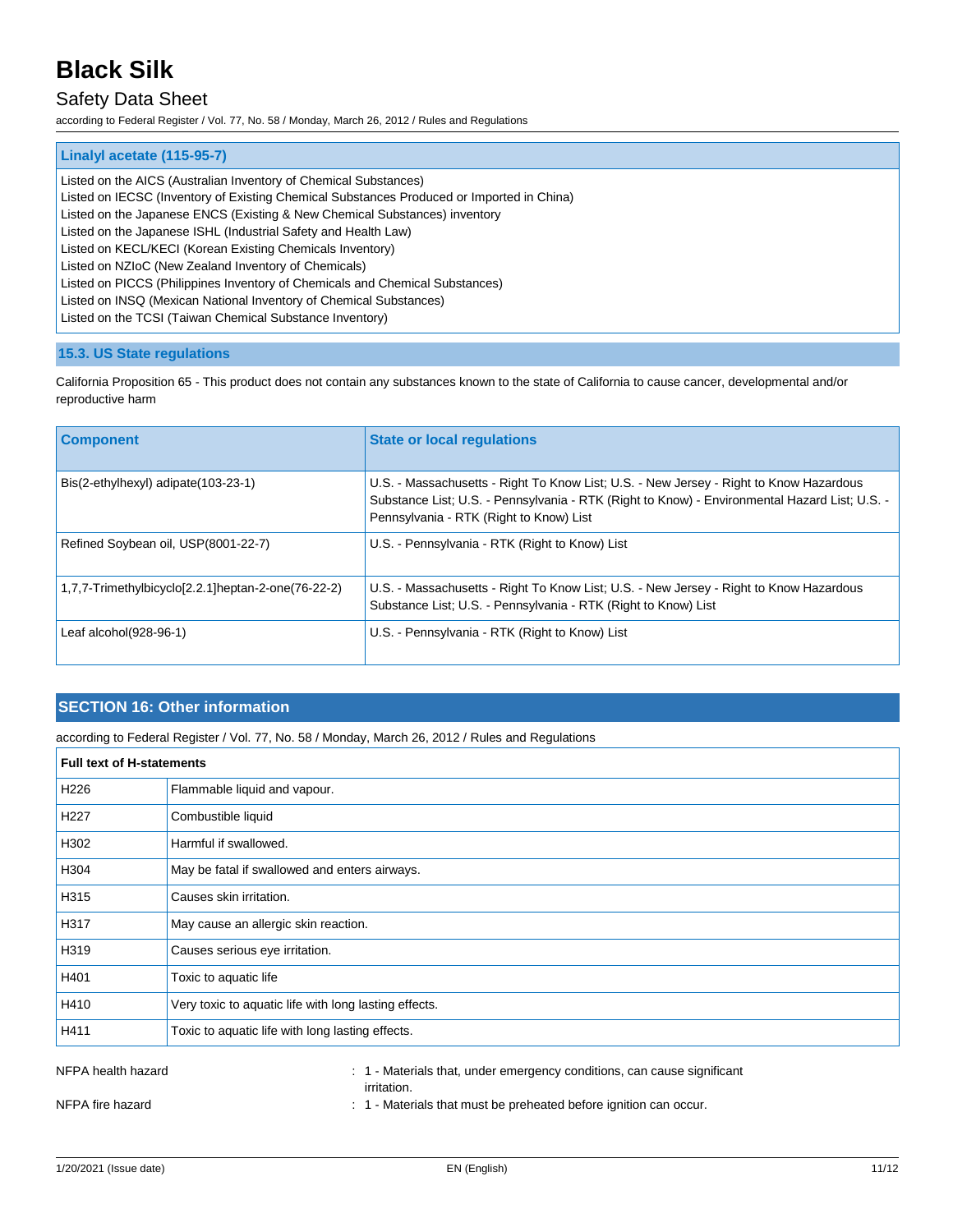| Linalyl acetate (115-95-7) |
|---|
| Listed on the AICS (Australian Inventory of Chemical Substances)<br>Listed on IECSC (Inventory of Existing Chemical Substances Produced or Imported in China)<br>Listed on the Japanese ENCS (Existing & New Chemical Substances) inventory<br>Listed on the Japanese ISHL (Industrial Safety and Health Law)<br>Listed on KECL/KECI (Korean Existing Chemicals Inventory)<br>Listed on NZIoC (New Zealand Inventory of Chemicals)<br>Listed on PICCS (Philippines Inventory of Chemicals and Chemical Substances)<br>Listed on INSQ (Mexican National Inventory of Chemical Substances)<br>Listed on the TCSI (Taiwan Chemical Substance Inventory) |

### 15.3. US State regulations

California Proposition 65 - This product does not contain any substances known to the state of California to cause cancer, developmental and/or reproductive harm

| Component | State or local regulations |
|---|---|
| Bis(2-ethylhexyl) adipate(103-23-1) | U.S. - Massachusetts - Right To Know List; U.S. - New Jersey - Right to Know Hazardous Substance List; U.S. - Pennsylvania - RTK (Right to Know) - Environmental Hazard List; U.S. - Pennsylvania - RTK (Right to Know) List |
| Refined Soybean oil, USP(8001-22-7) | U.S. - Pennsylvania - RTK (Right to Know) List |
| 1,7,7-Trimethylbicyclo[2.2.1]heptan-2-one(76-22-2) | U.S. - Massachusetts - Right To Know List; U.S. - New Jersey - Right to Know Hazardous Substance List; U.S. - Pennsylvania - RTK (Right to Know) List |
| Leaf alcohol(928-96-1) | U.S. - Pennsylvania - RTK (Right to Know) List |

## SECTION 16: Other information

according to Federal Register / Vol. 77, No. 58 / Monday, March 26, 2012 / Rules and Regulations

| Full text of H-statements | |
|---|---|
| H226 | Flammable liquid and vapour. |
| H227 | Combustible liquid |
| H302 | Harmful if swallowed. |
| H304 | May be fatal if swallowed and enters airways. |
| H315 | Causes skin irritation. |
| H317 | May cause an allergic skin reaction. |
| H319 | Causes serious eye irritation. |
| H401 | Toxic to aquatic life |
| H410 | Very toxic to aquatic life with long lasting effects. |
| H411 | Toxic to aquatic life with long lasting effects. |

NFPA health hazard : 1 - Materials that, under emergency conditions, can cause significant irritation.

NFPA fire hazard : 1 - Materials that must be preheated before ignition can occur.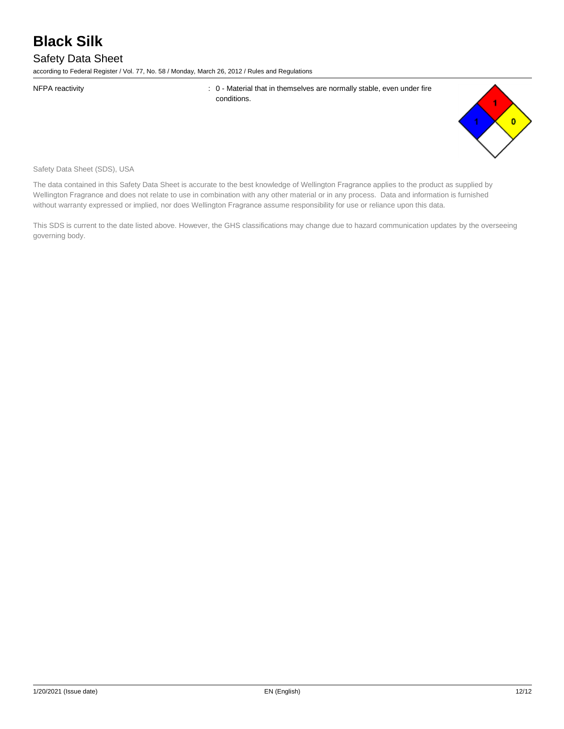NFPA reactivity : 0 - Material that in themselves are normally stable, even under fire conditions.

Safety Data Sheet (SDS), USA

The data contained in this Safety Data Sheet is accurate to the best knowledge of Wellington Fragrance applies to the product as supplied by Wellington Fragrance and does not relate to use in combination with any other material or in any process. Data and information is furnished without warranty expressed or implied, nor does Wellington Fragrance assume responsibility for use or reliance upon this data.

This SDS is current to the date listed above. However, the GHS classifications may change due to hazard communication updates by the overseeing governing body.